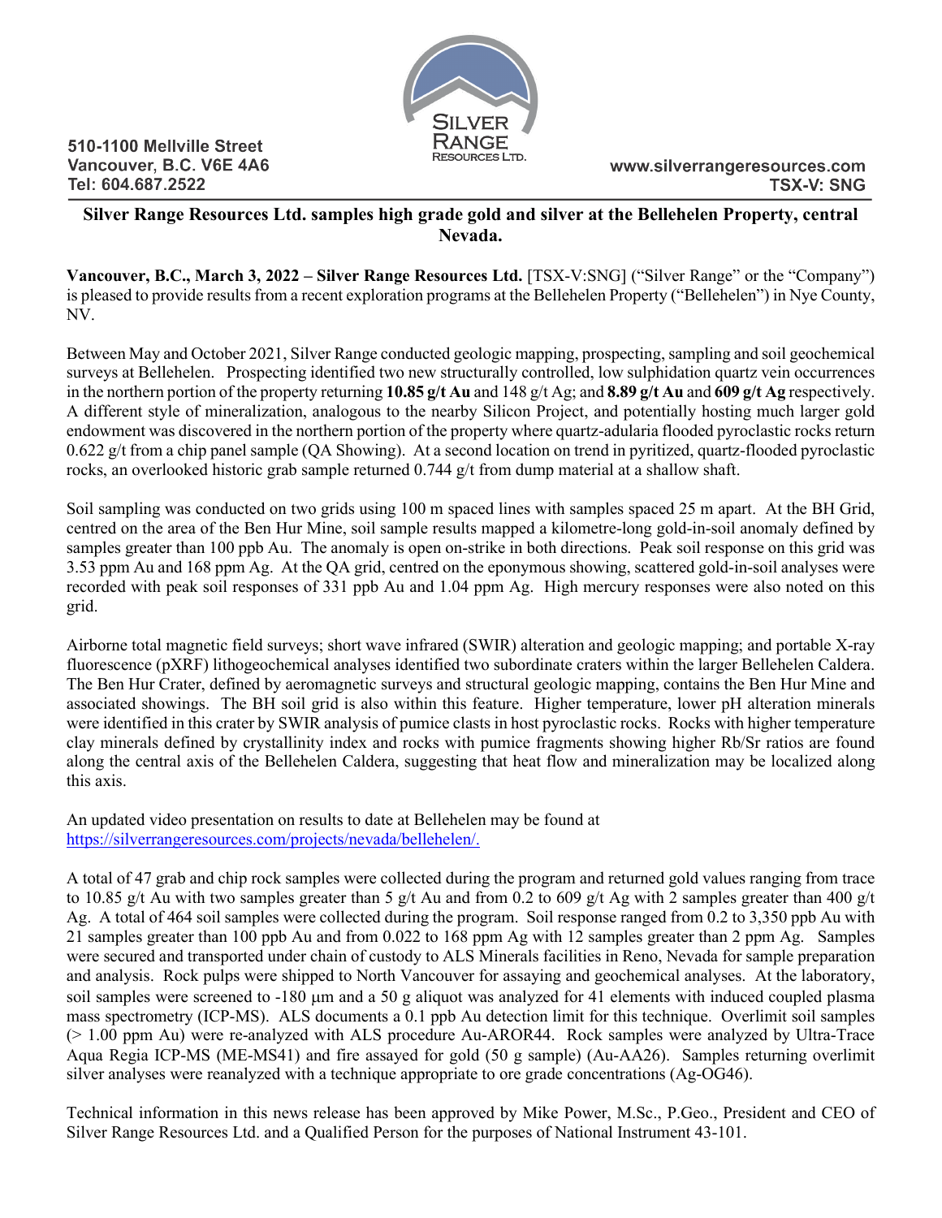510-1100 Mellville Street
Vancouver, B.C. V6E 4A6
Tel: 604.687.2522

SILVER RANGE RESOURCES LTD.

www.silverrangeresources.com
TSX-V: SNG

## Silver Range Resources Ltd. samples high grade gold and silver at the Bellehelen Property, central Nevada.

**Vancouver, B.C., March 3, 2022 – Silver Range Resources Ltd.** [TSX-V:SNG] ("Silver Range" or the "Company") is pleased to provide results from a recent exploration programs at the Bellehelen Property ("Bellehelen") in Nye County, NV.

Between May and October 2021, Silver Range conducted geologic mapping, prospecting, sampling and soil geochemical surveys at Bellehelen. Prospecting identified two new structurally controlled, low sulphidation quartz vein occurrences in the northern portion of the property returning **10.85 g/t Au** and 148 g/t Ag; and **8.89 g/t Au** and **609 g/t Ag** respectively. A different style of mineralization, analogous to the nearby Silicon Project, and potentially hosting much larger gold endowment was discovered in the northern portion of the property where quartz-adularia flooded pyroclastic rocks return 0.622 g/t from a chip panel sample (QA Showing). At a second location on trend in pyritized, quartz-flooded pyroclastic rocks, an overlooked historic grab sample returned 0.744 g/t from dump material at a shallow shaft.

Soil sampling was conducted on two grids using 100 m spaced lines with samples spaced 25 m apart. At the BH Grid, centred on the area of the Ben Hur Mine, soil sample results mapped a kilometre-long gold-in-soil anomaly defined by samples greater than 100 ppb Au. The anomaly is open on-strike in both directions. Peak soil response on this grid was 3.53 ppm Au and 168 ppm Ag. At the QA grid, centred on the eponymous showing, scattered gold-in-soil analyses were recorded with peak soil responses of 331 ppb Au and 1.04 ppm Ag. High mercury responses were also noted on this grid.

Airborne total magnetic field surveys; short wave infrared (SWIR) alteration and geologic mapping; and portable X-ray fluorescence (pXRF) lithogeochemical analyses identified two subordinate craters within the larger Bellehelen Caldera. The Ben Hur Crater, defined by aeromagnetic surveys and structural geologic mapping, contains the Ben Hur Mine and associated showings. The BH soil grid is also within this feature. Higher temperature, lower pH alteration minerals were identified in this crater by SWIR analysis of pumice clasts in host pyroclastic rocks. Rocks with higher temperature clay minerals defined by crystallinity index and rocks with pumice fragments showing higher Rb/Sr ratios are found along the central axis of the Bellehelen Caldera, suggesting that heat flow and mineralization may be localized along this axis.

An updated video presentation on results to date at Bellehelen may be found at
[https://silverrangeresources.com/projects/nevada/bellehelen/.](https://silverrangeresources.com/projects/nevada/bellehelen/)

A total of 47 grab and chip rock samples were collected during the program and returned gold values ranging from trace to 10.85 g/t Au with two samples greater than 5 g/t Au and from 0.2 to 609 g/t Ag with 2 samples greater than 400 g/t Ag. A total of 464 soil samples were collected during the program. Soil response ranged from 0.2 to 3,350 ppb Au with 21 samples greater than 100 ppb Au and from 0.022 to 168 ppm Ag with 12 samples greater than 2 ppm Ag. Samples were secured and transported under chain of custody to ALS Minerals facilities in Reno, Nevada for sample preparation and analysis. Rock pulps were shipped to North Vancouver for assaying and geochemical analyses. At the laboratory, soil samples were screened to -180 μm and a 50 g aliquot was analyzed for 41 elements with induced coupled plasma mass spectrometry (ICP-MS). ALS documents a 0.1 ppb Au detection limit for this technique. Overlimit soil samples (> 1.00 ppm Au) were re-analyzed with ALS procedure Au-AROR44. Rock samples were analyzed by Ultra-Trace Aqua Regia ICP-MS (ME-MS41) and fire assayed for gold (50 g sample) (Au-AA26). Samples returning overlimit silver analyses were reanalyzed with a technique appropriate to ore grade concentrations (Ag-OG46).

Technical information in this news release has been approved by Mike Power, M.Sc., P.Geo., President and CEO of Silver Range Resources Ltd. and a Qualified Person for the purposes of National Instrument 43-101.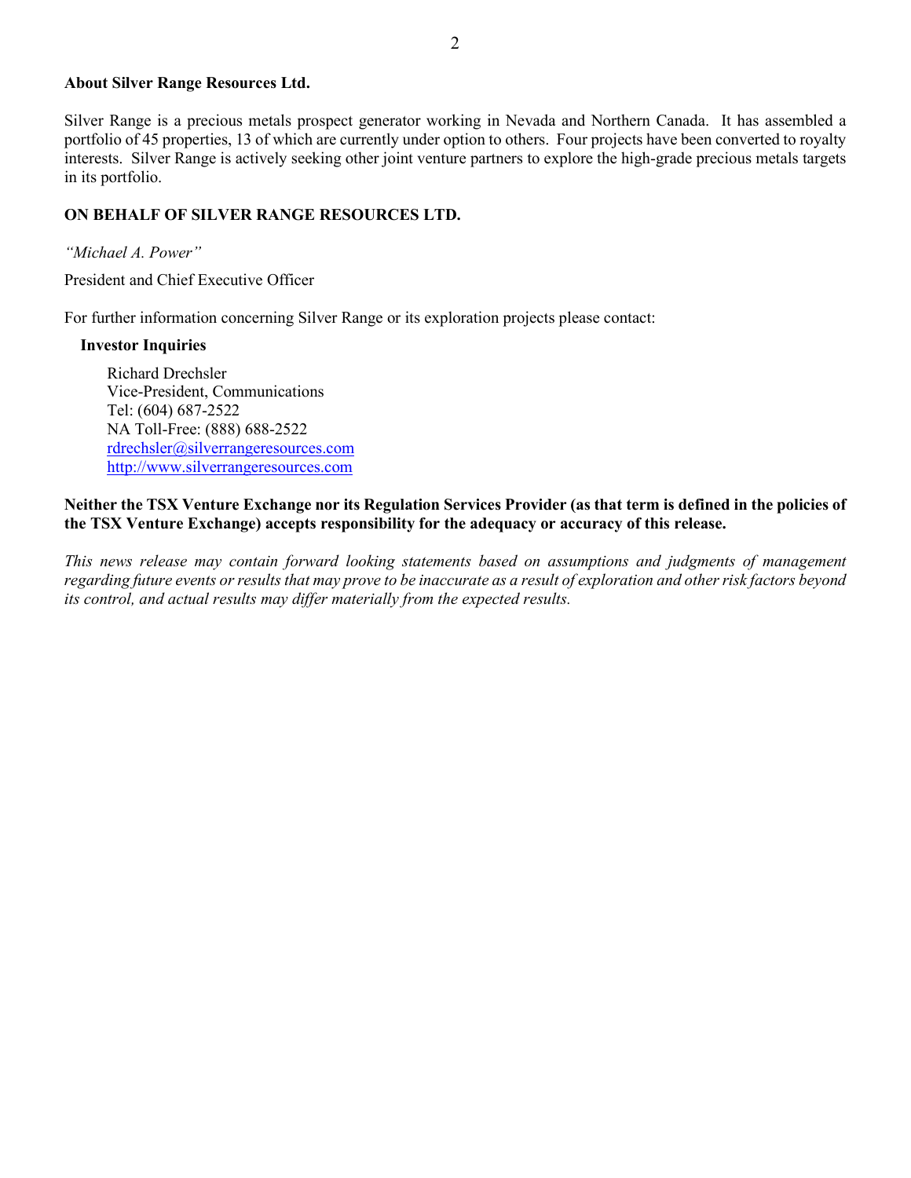**About Silver Range Resources Ltd.**

Silver Range is a precious metals prospect generator working in Nevada and Northern Canada. It has assembled a portfolio of 45 properties, 13 of which are currently under option to others. Four projects have been converted to royalty interests. Silver Range is actively seeking other joint venture partners to explore the high-grade precious metals targets in its portfolio.

**ON BEHALF OF SILVER RANGE RESOURCES LTD.**

*"Michael A. Power"*

President and Chief Executive Officer

For further information concerning Silver Range or its exploration projects please contact:

**Investor Inquiries**

Richard Drechsler
Vice-President, Communications
Tel: (604) 687-2522
NA Toll-Free: (888) 688-2522
rdrechsler@silverrangeresources.com
http://www.silverrangeresources.com

**Neither the TSX Venture Exchange nor its Regulation Services Provider (as that term is defined in the policies of the TSX Venture Exchange) accepts responsibility for the adequacy or accuracy of this release.**

*This news release may contain forward looking statements based on assumptions and judgments of management regarding future events or results that may prove to be inaccurate as a result of exploration and other risk factors beyond its control, and actual results may differ materially from the expected results.*